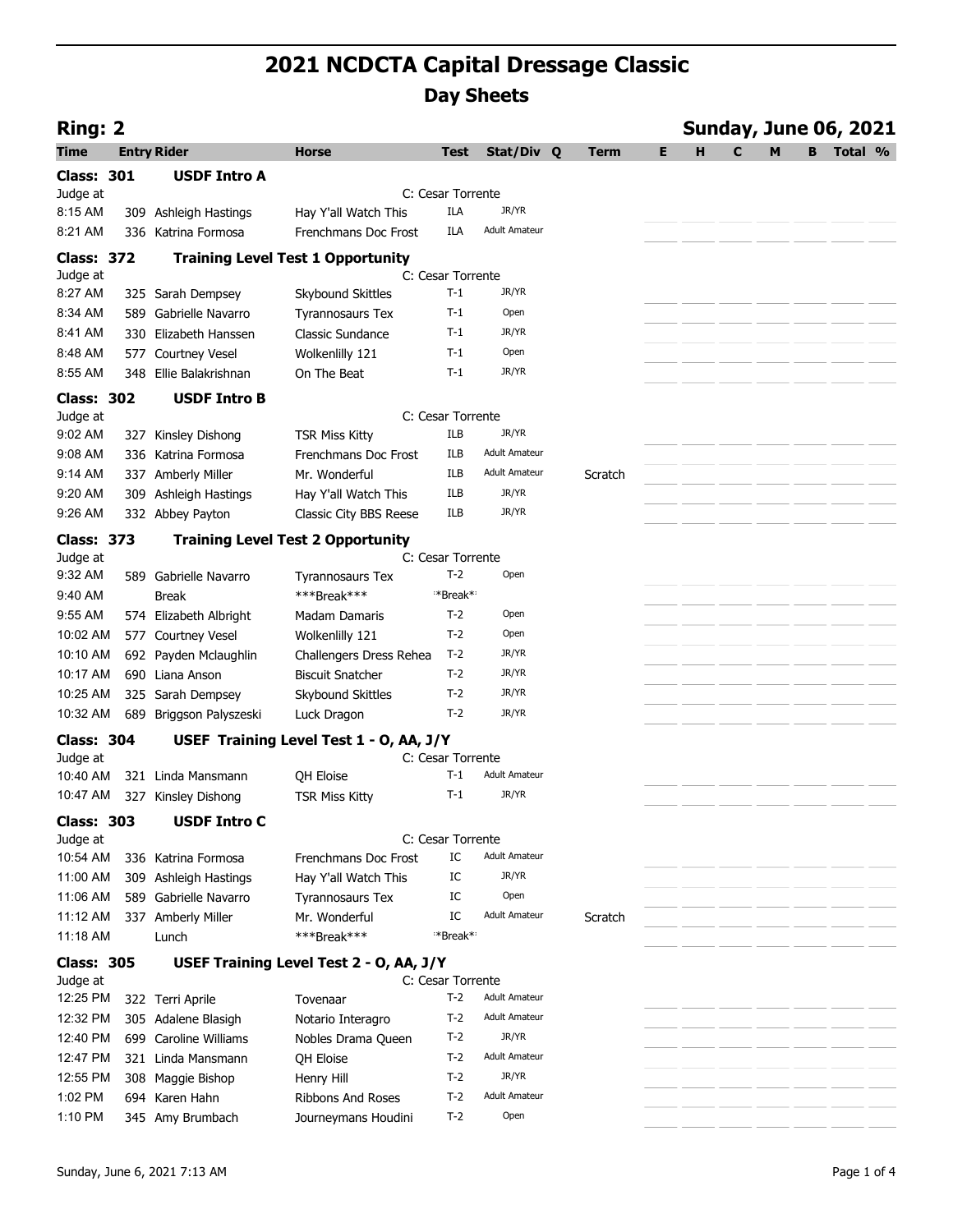# 2021 NCDCTA Capital Dressage Classic

## Day Sheets

**Ring: 2** — **Sunday, June 06, 2021**

| Time | Entry | Rider | Horse | Test | Stat/Div | Q | Term | E | H | C | M | B | Total | % |
|---|---|---|---|---|---|---|---|---|---|---|---|---|---|---|
| **Class: 301** | | **USDF Intro A** | | | | | | | | | | | | |
| Judge at | | | | C: Cesar Torrente | | | | | | | | | | |
| 8:15 AM | 309 | Ashleigh Hastings | Hay Y'all Watch This | ILA | JR/YR | | | | | | | | | |
| 8:21 AM | 336 | Katrina Formosa | Frenchmans Doc Frost | ILA | Adult Amateur | | | | | | | | | |
| **Class: 372** | | **Training Level Test 1 Opportunity** | | | | | | | | | | | | |
| Judge at | | | | C: Cesar Torrente | | | | | | | | | | |
| 8:27 AM | 325 | Sarah Dempsey | Skybound Skittles | T-1 | JR/YR | | | | | | | | | |
| 8:34 AM | 589 | Gabrielle Navarro | Tyrannosaurs Tex | T-1 | Open | | | | | | | | | |
| 8:41 AM | 330 | Elizabeth Hanssen | Classic Sundance | T-1 | JR/YR | | | | | | | | | |
| 8:48 AM | 577 | Courtney Vesel | Wolkenlilly 121 | T-1 | Open | | | | | | | | | |
| 8:55 AM | 348 | Ellie Balakrishnan | On The Beat | T-1 | JR/YR | | | | | | | | | |
| **Class: 302** | | **USDF Intro B** | | | | | | | | | | | | |
| Judge at | | | | C: Cesar Torrente | | | | | | | | | | |
| 9:02 AM | 327 | Kinsley Dishong | TSR Miss Kitty | ILB | JR/YR | | | | | | | | | |
| 9:08 AM | 336 | Katrina Formosa | Frenchmans Doc Frost | ILB | Adult Amateur | | | | | | | | | |
| 9:14 AM | 337 | Amberly Miller | Mr. Wonderful | ILB | Adult Amateur | | Scratch | | | | | | | |
| 9:20 AM | 309 | Ashleigh Hastings | Hay Y'all Watch This | ILB | JR/YR | | | | | | | | | |
| 9:26 AM | 332 | Abbey Payton | Classic City BBS Reese | ILB | JR/YR | | | | | | | | | |
| **Class: 373** | | **Training Level Test 2 Opportunity** | | | | | | | | | | | | |
| Judge at | | | | C: Cesar Torrente | | | | | | | | | | |
| 9:32 AM | 589 | Gabrielle Navarro | Tyrannosaurs Tex | T-2 | Open | | | | | | | | | |
| 9:40 AM | | Break | ***Break*** | *Break* | | | | | | | | | | |
| 9:55 AM | 574 | Elizabeth Albright | Madam Damaris | T-2 | Open | | | | | | | | | |
| 10:02 AM | 577 | Courtney Vesel | Wolkenlilly 121 | T-2 | Open | | | | | | | | | |
| 10:10 AM | 692 | Payden Mclaughlin | Challengers Dress Rehea | T-2 | JR/YR | | | | | | | | | |
| 10:17 AM | 690 | Liana Anson | Biscuit Snatcher | T-2 | JR/YR | | | | | | | | | |
| 10:25 AM | 325 | Sarah Dempsey | Skybound Skittles | T-2 | JR/YR | | | | | | | | | |
| 10:32 AM | 689 | Briggson Palyszeski | Luck Dragon | T-2 | JR/YR | | | | | | | | | |
| **Class: 304** | | **USEF Training Level Test 1 - O, AA, J/Y** | | | | | | | | | | | | |
| Judge at | | | | C: Cesar Torrente | | | | | | | | | | |
| 10:40 AM | 321 | Linda Mansmann | QH Eloise | T-1 | Adult Amateur | | | | | | | | | |
| 10:47 AM | 327 | Kinsley Dishong | TSR Miss Kitty | T-1 | JR/YR | | | | | | | | | |
| **Class: 303** | | **USDF Intro C** | | | | | | | | | | | | |
| Judge at | | | | C: Cesar Torrente | | | | | | | | | | |
| 10:54 AM | 336 | Katrina Formosa | Frenchmans Doc Frost | IC | Adult Amateur | | | | | | | | | |
| 11:00 AM | 309 | Ashleigh Hastings | Hay Y'all Watch This | IC | JR/YR | | | | | | | | | |
| 11:06 AM | 589 | Gabrielle Navarro | Tyrannosaurs Tex | IC | Open | | | | | | | | | |
| 11:12 AM | 337 | Amberly Miller | Mr. Wonderful | IC | Adult Amateur | | Scratch | | | | | | | |
| 11:18 AM | | Lunch | ***Break*** | *Break* | | | | | | | | | | |
| **Class: 305** | | **USEF Training Level Test 2 - O, AA, J/Y** | | | | | | | | | | | | |
| Judge at | | | | C: Cesar Torrente | | | | | | | | | | |
| 12:25 PM | 322 | Terri Aprile | Tovenaar | T-2 | Adult Amateur | | | | | | | | | |
| 12:32 PM | 305 | Adalene Blasigh | Notario Interagro | T-2 | Adult Amateur | | | | | | | | | |
| 12:40 PM | 699 | Caroline Williams | Nobles Drama Queen | T-2 | JR/YR | | | | | | | | | |
| 12:47 PM | 321 | Linda Mansmann | QH Eloise | T-2 | Adult Amateur | | | | | | | | | |
| 12:55 PM | 308 | Maggie Bishop | Henry Hill | T-2 | JR/YR | | | | | | | | | |
| 1:02 PM | 694 | Karen Hahn | Ribbons And Roses | T-2 | Adult Amateur | | | | | | | | | |
| 1:10 PM | 345 | Amy Brumbach | Journeymans Houdini | T-2 | Open | | | | | | | | | |

Sunday, June 6, 2021 7:13 AM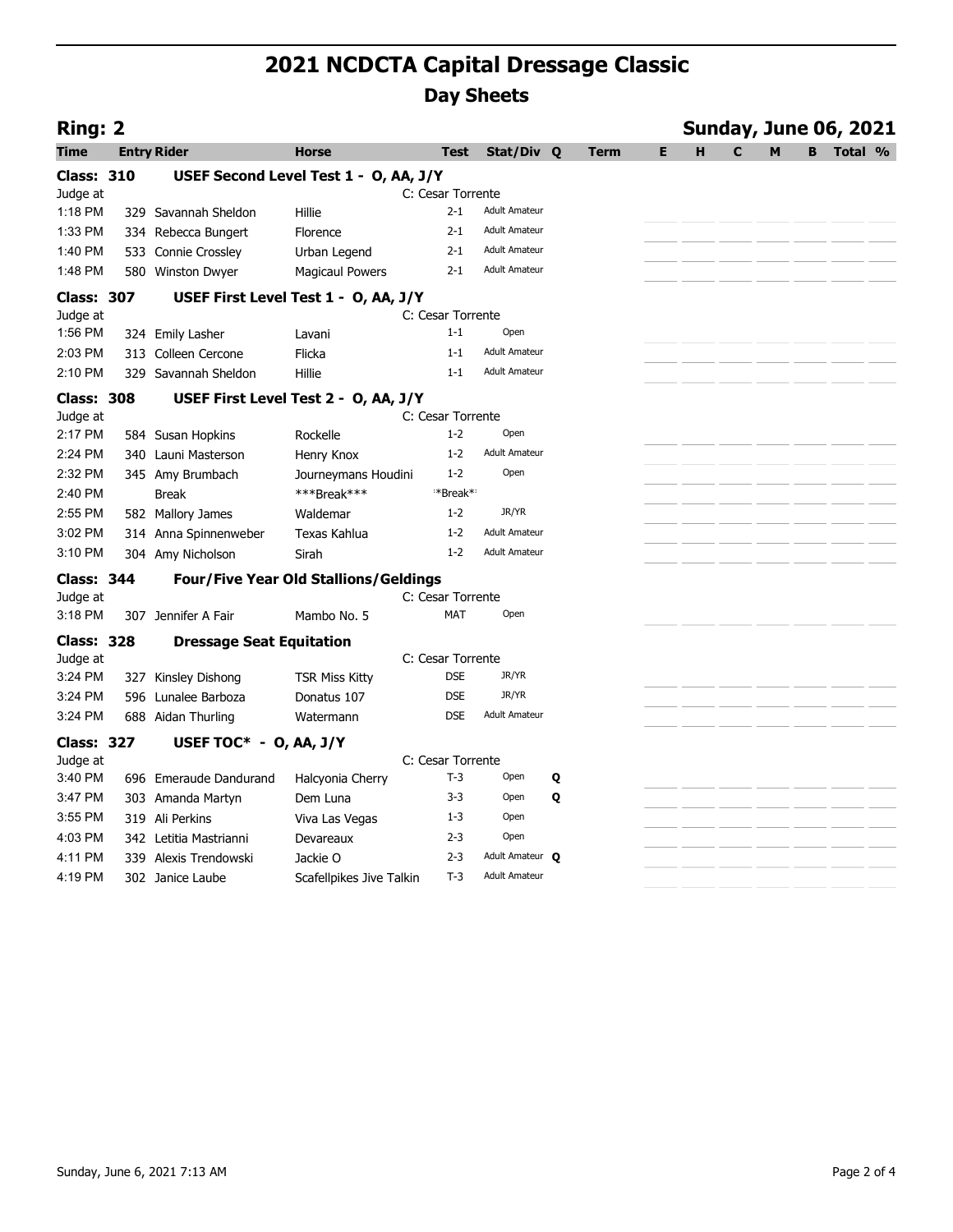# 2021 NCDCTA Capital Dressage Classic

## Day Sheets

**Ring: 2** — **Sunday, June 06, 2021**

| Time | Entry | Rider | Horse | Test | Stat/Div | Q | Term | E | H | C | M | B | Total | % |
|---|---|---|---|---|---|---|---|---|---|---|---|---|---|---|
| **Class: 310** | | **USEF Second Level Test 1 - O, AA, J/Y** | | | | | | | | | | | | |
| Judge at | | | | C: Cesar Torrente | | | | | | | | | | |
| 1:18 PM | 329 | Savannah Sheldon | Hillie | 2-1 | Adult Amateur | | | | | | | | | |
| 1:33 PM | 334 | Rebecca Bungert | Florence | 2-1 | Adult Amateur | | | | | | | | | |
| 1:40 PM | 533 | Connie Crossley | Urban Legend | 2-1 | Adult Amateur | | | | | | | | | |
| 1:48 PM | 580 | Winston Dwyer | Magicaul Powers | 2-1 | Adult Amateur | | | | | | | | | |
| **Class: 307** | | **USEF First Level Test 1 - O, AA, J/Y** | | | | | | | | | | | | |
| Judge at | | | | C: Cesar Torrente | | | | | | | | | | |
| 1:56 PM | 324 | Emily Lasher | Lavani | 1-1 | Open | | | | | | | | | |
| 2:03 PM | 313 | Colleen Cercone | Flicka | 1-1 | Adult Amateur | | | | | | | | | |
| 2:10 PM | 329 | Savannah Sheldon | Hillie | 1-1 | Adult Amateur | | | | | | | | | |
| **Class: 308** | | **USEF First Level Test 2 - O, AA, J/Y** | | | | | | | | | | | | |
| Judge at | | | | C: Cesar Torrente | | | | | | | | | | |
| 2:17 PM | 584 | Susan Hopkins | Rockelle | 1-2 | Open | | | | | | | | | |
| 2:24 PM | 340 | Launi Masterson | Henry Knox | 1-2 | Adult Amateur | | | | | | | | | |
| 2:32 PM | 345 | Amy Brumbach | Journeymans Houdini | 1-2 | Open | | | | | | | | | |
| 2:40 PM | | Break | ***Break*** | **Break** | | | | | | | | | | |
| 2:55 PM | 582 | Mallory James | Waldemar | 1-2 | JR/YR | | | | | | | | | |
| 3:02 PM | 314 | Anna Spinnenweber | Texas Kahlua | 1-2 | Adult Amateur | | | | | | | | | |
| 3:10 PM | 304 | Amy Nicholson | Sirah | 1-2 | Adult Amateur | | | | | | | | | |
| **Class: 344** | | **Four/Five Year Old Stallions/Geldings** | | | | | | | | | | | | |
| Judge at | | | | C: Cesar Torrente | | | | | | | | | | |
| 3:18 PM | 307 | Jennifer A Fair | Mambo No. 5 | MAT | Open | | | | | | | | | |
| **Class: 328** | | **Dressage Seat Equitation** | | | | | | | | | | | | |
| Judge at | | | | C: Cesar Torrente | | | | | | | | | | |
| 3:24 PM | 327 | Kinsley Dishong | TSR Miss Kitty | DSE | JR/YR | | | | | | | | | |
| 3:24 PM | 596 | Lunalee Barboza | Donatus 107 | DSE | JR/YR | | | | | | | | | |
| 3:24 PM | 688 | Aidan Thurling | Watermann | DSE | Adult Amateur | | | | | | | | | |
| **Class: 327** | | **USEF TOC* - O, AA, J/Y** | | | | | | | | | | | | |
| Judge at | | | | C: Cesar Torrente | | | | | | | | | | |
| 3:40 PM | 696 | Emeraude Dandurand | Halcyonia Cherry | T-3 | Open | Q | | | | | | | | |
| 3:47 PM | 303 | Amanda Martyn | Dem Luna | 3-3 | Open | Q | | | | | | | | |
| 3:55 PM | 319 | Ali Perkins | Viva Las Vegas | 1-3 | Open | | | | | | | | | |
| 4:03 PM | 342 | Letitia Mastrianni | Devareaux | 2-3 | Open | | | | | | | | | |
| 4:11 PM | 339 | Alexis Trendowski | Jackie O | 2-3 | Adult Amateur | Q | | | | | | | | |
| 4:19 PM | 302 | Janice Laube | Scafellpikes Jive Talkin | T-3 | Adult Amateur | | | | | | | | | |

Sunday, June 6, 2021 7:13 AM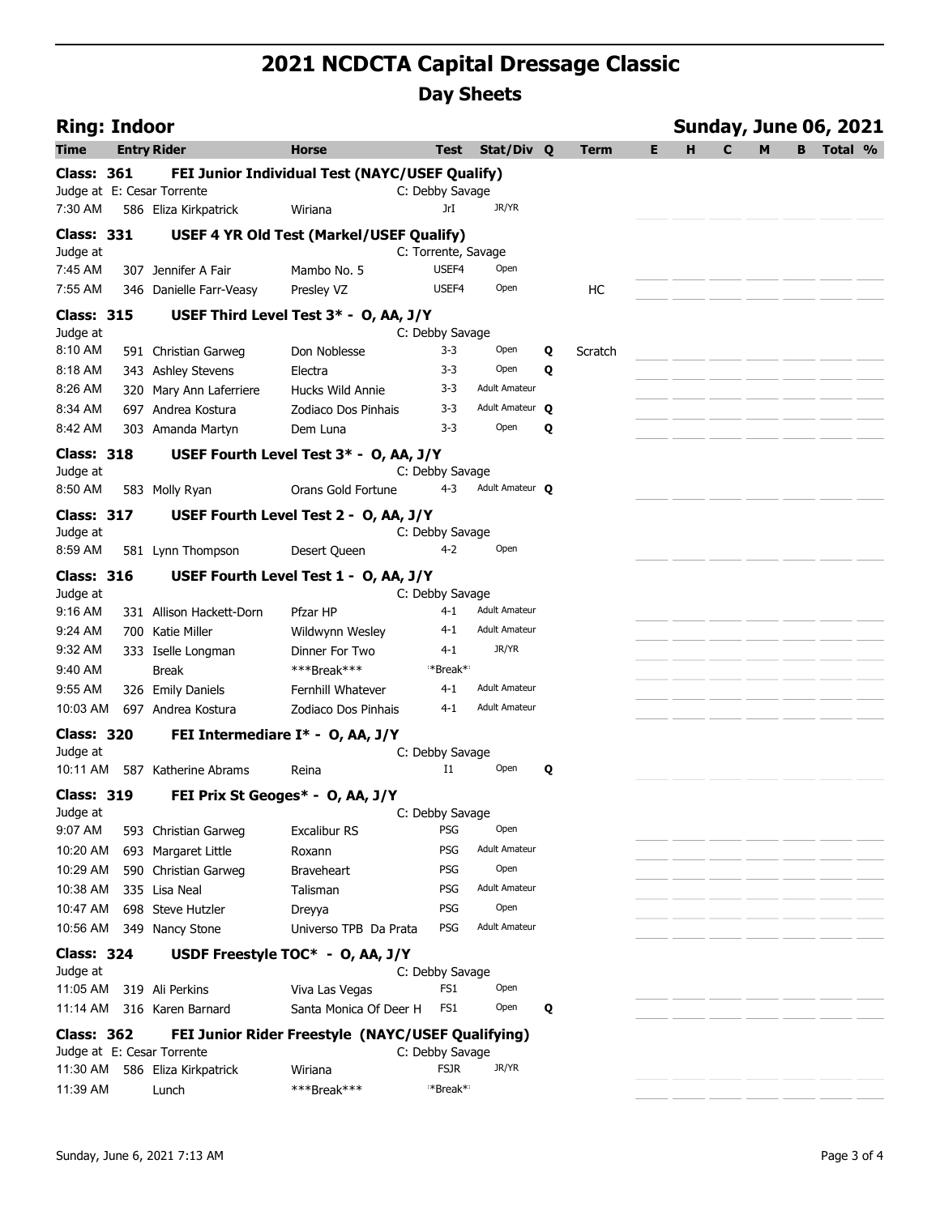# 2021 NCDCTA Capital Dressage Classic

## Day Sheets

**Ring: Indoor** **Sunday, June 06, 2021**

| Time | Entry | Rider | Horse | Test | Stat/Div | Q | Term | E | H | C | M | B | Total | % |
|---|---|---|---|---|---|---|---|---|---|---|---|---|---|---|
| **Class: 361** | | **FEI Junior Individual Test (NAYC/USEF Qualify)** | | | | | | | | | | | | |
| Judge at E: Cesar Torrente | | | | C: Debby Savage | | | | | | | | | | |
| 7:30 AM | 586 | Eliza Kirkpatrick | Wiriana | JrI | JR/YR | | | | | | | | | |
| **Class: 331** | | **USEF 4 YR Old Test (Markel/USEF Qualify)** | | | | | | | | | | | | |
| Judge at | | | | C: Torrente, Savage | | | | | | | | | | |
| 7:45 AM | 307 | Jennifer A Fair | Mambo No. 5 | USEF4 | Open | | | | | | | | | |
| 7:55 AM | 346 | Danielle Farr-Veasy | Presley VZ | USEF4 | Open | | HC | | | | | | | |
| **Class: 315** | | **USEF Third Level Test 3* - O, AA, J/Y** | | | | | | | | | | | | |
| Judge at | | | | C: Debby Savage | | | | | | | | | | |
| 8:10 AM | 591 | Christian Garweg | Don Noblesse | 3-3 | Open | Q | Scratch | | | | | | | |
| 8:18 AM | 343 | Ashley Stevens | Electra | 3-3 | Open | Q | | | | | | | | |
| 8:26 AM | 320 | Mary Ann Laferriere | Hucks Wild Annie | 3-3 | Adult Amateur | | | | | | | | | |
| 8:34 AM | 697 | Andrea Kostura | Zodiaco Dos Pinhais | 3-3 | Adult Amateur | Q | | | | | | | | |
| 8:42 AM | 303 | Amanda Martyn | Dem Luna | 3-3 | Open | Q | | | | | | | | |
| **Class: 318** | | **USEF Fourth Level Test 3* - O, AA, J/Y** | | | | | | | | | | | | |
| Judge at | | | | C: Debby Savage | | | | | | | | | | |
| 8:50 AM | 583 | Molly Ryan | Orans Gold Fortune | 4-3 | Adult Amateur | Q | | | | | | | | |
| **Class: 317** | | **USEF Fourth Level Test 2 - O, AA, J/Y** | | | | | | | | | | | | |
| Judge at | | | | C: Debby Savage | | | | | | | | | | |
| 8:59 AM | 581 | Lynn Thompson | Desert Queen | 4-2 | Open | | | | | | | | | |
| **Class: 316** | | **USEF Fourth Level Test 1 - O, AA, J/Y** | | | | | | | | | | | | |
| Judge at | | | | C: Debby Savage | | | | | | | | | | |
| 9:16 AM | 331 | Allison Hackett-Dorn | Pfzar HP | 4-1 | Adult Amateur | | | | | | | | | |
| 9:24 AM | 700 | Katie Miller | Wildwynn Wesley | 4-1 | Adult Amateur | | | | | | | | | |
| 9:32 AM | 333 | Iselle Longman | Dinner For Two | 4-1 | JR/YR | | | | | | | | | |
| 9:40 AM | | Break | ***Break*** | *Break* | | | | | | | | | | |
| 9:55 AM | 326 | Emily Daniels | Fernhill Whatever | 4-1 | Adult Amateur | | | | | | | | | |
| 10:03 AM | 697 | Andrea Kostura | Zodiaco Dos Pinhais | 4-1 | Adult Amateur | | | | | | | | | |
| **Class: 320** | | **FEI Intermediare I* - O, AA, J/Y** | | | | | | | | | | | | |
| Judge at | | | | C: Debby Savage | | | | | | | | | | |
| 10:11 AM | 587 | Katherine Abrams | Reina | I1 | Open | Q | | | | | | | | |
| **Class: 319** | | **FEI Prix St Geoges* - O, AA, J/Y** | | | | | | | | | | | | |
| Judge at | | | | C: Debby Savage | | | | | | | | | | |
| 9:07 AM | 593 | Christian Garweg | Excalibur RS | PSG | Open | | | | | | | | | |
| 10:20 AM | 693 | Margaret Little | Roxann | PSG | Adult Amateur | | | | | | | | | |
| 10:29 AM | 590 | Christian Garweg | Braveheart | PSG | Open | | | | | | | | | |
| 10:38 AM | 335 | Lisa Neal | Talisman | PSG | Adult Amateur | | | | | | | | | |
| 10:47 AM | 698 | Steve Hutzler | Dreyya | PSG | Open | | | | | | | | | |
| 10:56 AM | 349 | Nancy Stone | Universo TPB Da Prata | PSG | Adult Amateur | | | | | | | | | |
| **Class: 324** | | **USDF Freestyle TOC* - O, AA, J/Y** | | | | | | | | | | | | |
| Judge at | | | | C: Debby Savage | | | | | | | | | | |
| 11:05 AM | 319 | Ali Perkins | Viva Las Vegas | FS1 | Open | | | | | | | | | |
| 11:14 AM | 316 | Karen Barnard | Santa Monica Of Deer H | FS1 | Open | Q | | | | | | | | |
| **Class: 362** | | **FEI Junior Rider Freestyle (NAYC/USEF Qualifying)** | | | | | | | | | | | | |
| Judge at E: Cesar Torrente | | | | C: Debby Savage | | | | | | | | | | |
| 11:30 AM | 586 | Eliza Kirkpatrick | Wiriana | FSJR | JR/YR | | | | | | | | | |
| 11:39 AM | | Lunch | ***Break*** | *Break* | | | | | | | | | | |

Sunday, June 6, 2021 7:13 AM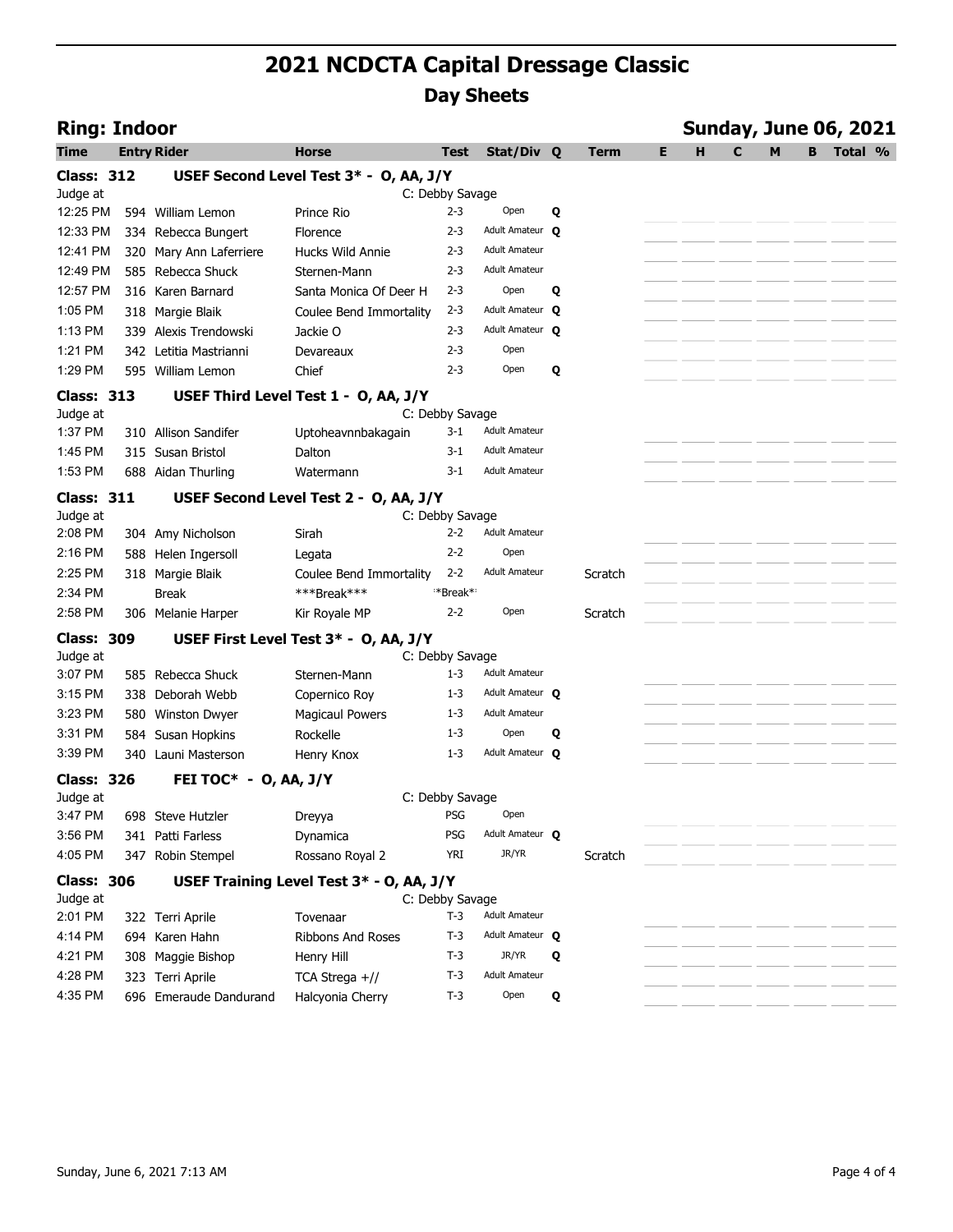# 2021 NCDCTA Capital Dressage Classic

## Day Sheets

**Ring: Indoor** — **Sunday, June 06, 2021**

| Time | Entry | Rider | Horse | Test | Stat/Div | Q | Term | E | H | C | M | B | Total | % |
|---|---|---|---|---|---|---|---|---|---|---|---|---|---|---|
| **Class: 312** | | **USEF Second Level Test 3* - O, AA, J/Y** | | | | | | | | | | | | |
| Judge at | | | | C: Debby Savage | | | | | | | | | | |
| 12:25 PM | 594 | William Lemon | Prince Rio | 2-3 | Open | Q | | | | | | | | |
| 12:33 PM | 334 | Rebecca Bungert | Florence | 2-3 | Adult Amateur | Q | | | | | | | | |
| 12:41 PM | 320 | Mary Ann Laferriere | Hucks Wild Annie | 2-3 | Adult Amateur | | | | | | | | | |
| 12:49 PM | 585 | Rebecca Shuck | Sternen-Mann | 2-3 | Adult Amateur | | | | | | | | | |
| 12:57 PM | 316 | Karen Barnard | Santa Monica Of Deer H | 2-3 | Open | Q | | | | | | | | |
| 1:05 PM | 318 | Margie Blaik | Coulee Bend Immortality | 2-3 | Adult Amateur | Q | | | | | | | | |
| 1:13 PM | 339 | Alexis Trendowski | Jackie O | 2-3 | Adult Amateur | Q | | | | | | | | |
| 1:21 PM | 342 | Letitia Mastrianni | Devareaux | 2-3 | Open | | | | | | | | | |
| 1:29 PM | 595 | William Lemon | Chief | 2-3 | Open | Q | | | | | | | | |
| **Class: 313** | | **USEF Third Level Test 1 - O, AA, J/Y** | | | | | | | | | | | | |
| Judge at | | | | C: Debby Savage | | | | | | | | | | |
| 1:37 PM | 310 | Allison Sandifer | Uptoheavnnbakagain | 3-1 | Adult Amateur | | | | | | | | | |
| 1:45 PM | 315 | Susan Bristol | Dalton | 3-1 | Adult Amateur | | | | | | | | | |
| 1:53 PM | 688 | Aidan Thurling | Watermann | 3-1 | Adult Amateur | | | | | | | | | |
| **Class: 311** | | **USEF Second Level Test 2 - O, AA, J/Y** | | | | | | | | | | | | |
| Judge at | | | | C: Debby Savage | | | | | | | | | | |
| 2:08 PM | 304 | Amy Nicholson | Sirah | 2-2 | Adult Amateur | | | | | | | | | |
| 2:16 PM | 588 | Helen Ingersoll | Legata | 2-2 | Open | | | | | | | | | |
| 2:25 PM | 318 | Margie Blaik | Coulee Bend Immortality | 2-2 | Adult Amateur | | Scratch | | | | | | | |
| 2:34 PM | | Break | ***Break*** | **Break** | | | | | | | | | | |
| 2:58 PM | 306 | Melanie Harper | Kir Royale MP | 2-2 | Open | | Scratch | | | | | | | |
| **Class: 309** | | **USEF First Level Test 3* - O, AA, J/Y** | | | | | | | | | | | | |
| Judge at | | | | C: Debby Savage | | | | | | | | | | |
| 3:07 PM | 585 | Rebecca Shuck | Sternen-Mann | 1-3 | Adult Amateur | | | | | | | | | |
| 3:15 PM | 338 | Deborah Webb | Copernico Roy | 1-3 | Adult Amateur | Q | | | | | | | | |
| 3:23 PM | 580 | Winston Dwyer | Magicaul Powers | 1-3 | Adult Amateur | | | | | | | | | |
| 3:31 PM | 584 | Susan Hopkins | Rockelle | 1-3 | Open | Q | | | | | | | | |
| 3:39 PM | 340 | Launi Masterson | Henry Knox | 1-3 | Adult Amateur | Q | | | | | | | | |
| **Class: 326** | | **FEI TOC* - O, AA, J/Y** | | | | | | | | | | | | |
| Judge at | | | | C: Debby Savage | | | | | | | | | | |
| 3:47 PM | 698 | Steve Hutzler | Dreyya | PSG | Open | | | | | | | | | |
| 3:56 PM | 341 | Patti Farless | Dynamica | PSG | Adult Amateur | Q | | | | | | | | |
| 4:05 PM | 347 | Robin Stempel | Rossano Royal 2 | YRI | JR/YR | | Scratch | | | | | | | |
| **Class: 306** | | **USEF Training Level Test 3* - O, AA, J/Y** | | | | | | | | | | | | |
| Judge at | | | | C: Debby Savage | | | | | | | | | | |
| 2:01 PM | 322 | Terri Aprile | Tovenaar | T-3 | Adult Amateur | | | | | | | | | |
| 4:14 PM | 694 | Karen Hahn | Ribbons And Roses | T-3 | Adult Amateur | Q | | | | | | | | |
| 4:21 PM | 308 | Maggie Bishop | Henry Hill | T-3 | JR/YR | Q | | | | | | | | |
| 4:28 PM | 323 | Terri Aprile | TCA Strega +// | T-3 | Adult Amateur | | | | | | | | | |
| 4:35 PM | 696 | Emeraude Dandurand | Halcyonia Cherry | T-3 | Open | Q | | | | | | | | |

Sunday, June 6, 2021 7:13 AM